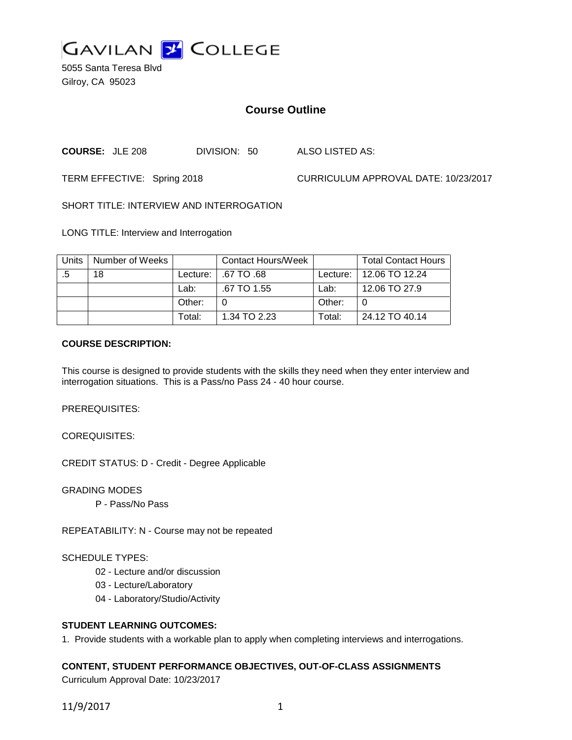# GAVILAN COLLEGE

5055 Santa Teresa Blvd
Gilroy, CA 95023

## Course Outline

**COURSE:** JLE 208 DIVISION: 50 ALSO LISTED AS:

TERM EFFECTIVE: Spring 2018 CURRICULUM APPROVAL DATE: 10/23/2017

SHORT TITLE: INTERVIEW AND INTERROGATION

LONG TITLE: Interview and Interrogation

| Units | Number of Weeks | | Contact Hours/Week | | Total Contact Hours |
|---|---|---|---|---|---|
| .5 | 18 | Lecture: | .67 TO .68 | Lecture: | 12.06 TO 12.24 |
| | | Lab: | .67 TO 1.55 | Lab: | 12.06 TO 27.9 |
| | | Other: | 0 | Other: | 0 |
| | | Total: | 1.34 TO 2.23 | Total: | 24.12 TO 40.14 |

**COURSE DESCRIPTION:**

This course is designed to provide students with the skills they need when they enter interview and interrogation situations. This is a Pass/no Pass 24 - 40 hour course.

PREREQUISITES:

COREQUISITES:

CREDIT STATUS: D - Credit - Degree Applicable

GRADING MODES

P - Pass/No Pass

REPEATABILITY: N - Course may not be repeated

SCHEDULE TYPES:

02 - Lecture and/or discussion
03 - Lecture/Laboratory
04 - Laboratory/Studio/Activity

**STUDENT LEARNING OUTCOMES:**

1. Provide students with a workable plan to apply when completing interviews and interrogations.

**CONTENT, STUDENT PERFORMANCE OBJECTIVES, OUT-OF-CLASS ASSIGNMENTS**

Curriculum Approval Date: 10/23/2017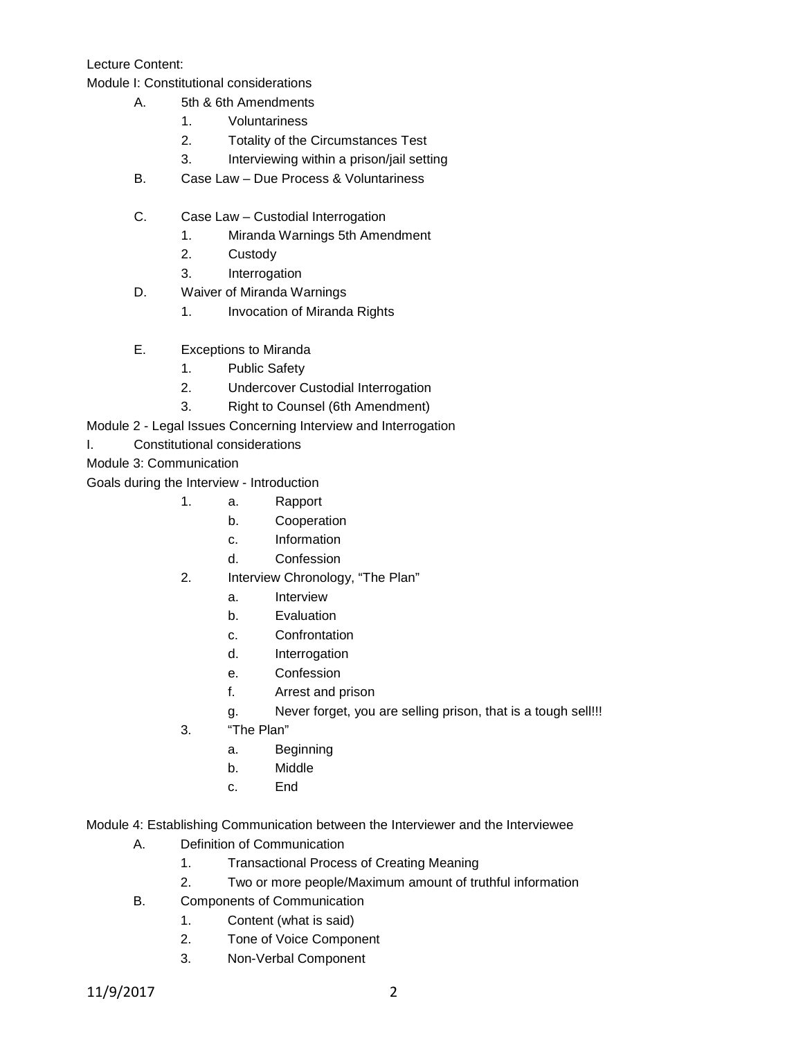Lecture Content:

Module I: Constitutional considerations

- A. 5th & 6th Amendments
  1. Voluntariness
  2. Totality of the Circumstances Test
  3. Interviewing within a prison/jail setting
- B. Case Law – Due Process & Voluntariness
- C. Case Law – Custodial Interrogation
  1. Miranda Warnings 5th Amendment
  2. Custody
  3. Interrogation
- D. Waiver of Miranda Warnings
  1. Invocation of Miranda Rights
- E. Exceptions to Miranda
  1. Public Safety
  2. Undercover Custodial Interrogation
  3. Right to Counsel (6th Amendment)

Module 2 - Legal Issues Concerning Interview and Interrogation

I. Constitutional considerations

Module 3: Communication

Goals during the Interview - Introduction

1. 
   - a. Rapport
   - b. Cooperation
   - c. Information
   - d. Confession
2. Interview Chronology, "The Plan"
   - a. Interview
   - b. Evaluation
   - c. Confrontation
   - d. Interrogation
   - e. Confession
   - f. Arrest and prison
   - g. Never forget, you are selling prison, that is a tough sell!!!
3. "The Plan"
   - a. Beginning
   - b. Middle
   - c. End

Module 4: Establishing Communication between the Interviewer and the Interviewee

- A. Definition of Communication
  1. Transactional Process of Creating Meaning
  2. Two or more people/Maximum amount of truthful information
- B. Components of Communication
  1. Content (what is said)
  2. Tone of Voice Component
  3. Non-Verbal Component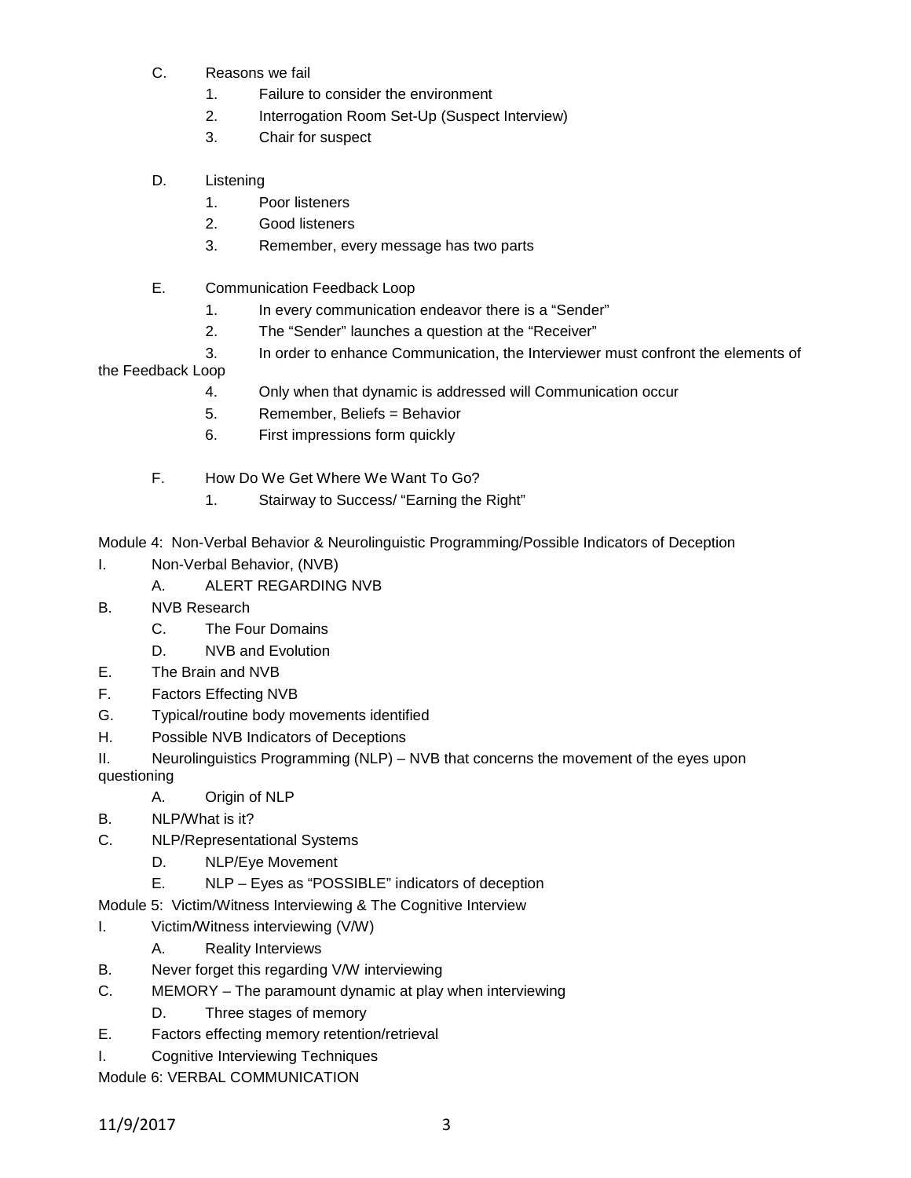C. Reasons we fail
1. Failure to consider the environment
2. Interrogation Room Set-Up (Suspect Interview)
3. Chair for suspect

D. Listening
1. Poor listeners
2. Good listeners
3. Remember, every message has two parts

E. Communication Feedback Loop
1. In every communication endeavor there is a "Sender"
2. The "Sender" launches a question at the "Receiver"
3. In order to enhance Communication, the Interviewer must confront the elements of the Feedback Loop
4. Only when that dynamic is addressed will Communication occur
5. Remember, Beliefs = Behavior
6. First impressions form quickly

F. How Do We Get Where We Want To Go?
1. Stairway to Success/ "Earning the Right"

Module 4: Non-Verbal Behavior & Neurolinguistic Programming/Possible Indicators of Deception

I. Non-Verbal Behavior, (NVB)
A. ALERT REGARDING NVB
B. NVB Research
C. The Four Domains
D. NVB and Evolution
E. The Brain and NVB
F. Factors Effecting NVB
G. Typical/routine body movements identified
H. Possible NVB Indicators of Deceptions

II. Neurolinguistics Programming (NLP) – NVB that concerns the movement of the eyes upon questioning
A. Origin of NLP
B. NLP/What is it?
C. NLP/Representational Systems
D. NLP/Eye Movement
E. NLP – Eyes as "POSSIBLE" indicators of deception

Module 5: Victim/Witness Interviewing & The Cognitive Interview

I. Victim/Witness interviewing (V/W)
A. Reality Interviews
B. Never forget this regarding V/W interviewing
C. MEMORY – The paramount dynamic at play when interviewing
D. Three stages of memory
E. Factors effecting memory retention/retrieval

I. Cognitive Interviewing Techniques

Module 6: VERBAL COMMUNICATION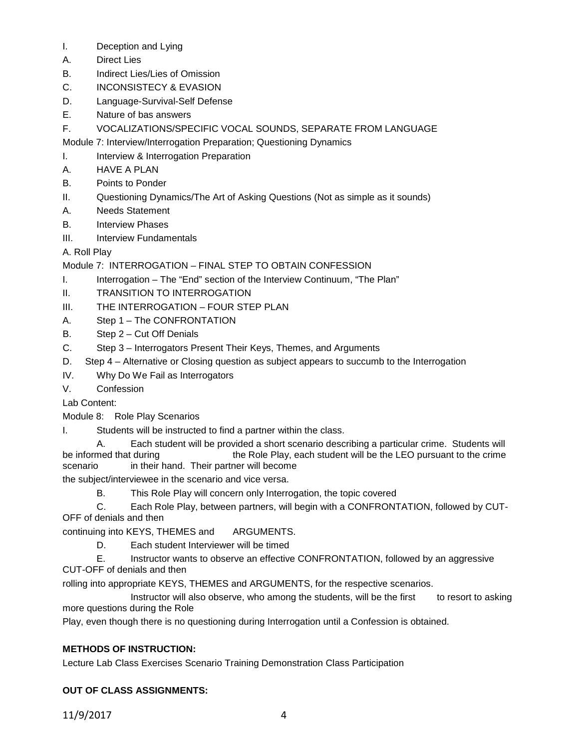I. Deception and Lying

A. Direct Lies

B. Indirect Lies/Lies of Omission

C. INCONSISTECY & EVASION

D. Language-Survival-Self Defense

E. Nature of bas answers

F. VOCALIZATIONS/SPECIFIC VOCAL SOUNDS, SEPARATE FROM LANGUAGE

Module 7: Interview/Interrogation Preparation; Questioning Dynamics

I. Interview & Interrogation Preparation

A. HAVE A PLAN

B. Points to Ponder

II. Questioning Dynamics/The Art of Asking Questions (Not as simple as it sounds)

A. Needs Statement

B. Interview Phases

III. Interview Fundamentals

A. Roll Play

Module 7: INTERROGATION – FINAL STEP TO OBTAIN CONFESSION

I. Interrogation – The "End" section of the Interview Continuum, "The Plan"

II. TRANSITION TO INTERROGATION

III. THE INTERROGATION – FOUR STEP PLAN

A. Step 1 – The CONFRONTATION

B. Step 2 – Cut Off Denials

C. Step 3 – Interrogators Present Their Keys, Themes, and Arguments

D. Step 4 – Alternative or Closing question as subject appears to succumb to the Interrogation

IV. Why Do We Fail as Interrogators

V. Confession

Lab Content:

Module 8: Role Play Scenarios

I. Students will be instructed to find a partner within the class.

A. Each student will be provided a short scenario describing a particular crime. Students will be informed that during the Role Play, each student will be the LEO pursuant to the crime scenario in their hand. Their partner will become the subject/interviewee in the scenario and vice versa.

B. This Role Play will concern only Interrogation, the topic covered

C. Each Role Play, between partners, will begin with a CONFRONTATION, followed by CUT-OFF of denials and then continuing into KEYS, THEMES and ARGUMENTS.

D. Each student Interviewer will be timed

E. Instructor wants to observe an effective CONFRONTATION, followed by an aggressive CUT-OFF of denials and then rolling into appropriate KEYS, THEMES and ARGUMENTS, for the respective scenarios.

Instructor will also observe, who among the students, will be the first to resort to asking more questions during the Role Play, even though there is no questioning during Interrogation until a Confession is obtained.

**METHODS OF INSTRUCTION:**

Lecture Lab Class Exercises Scenario Training Demonstration Class Participation

**OUT OF CLASS ASSIGNMENTS:**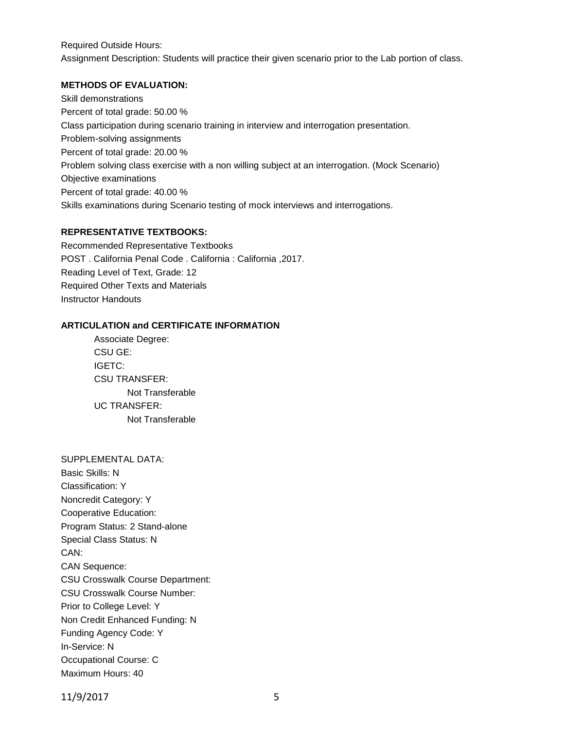Required Outside Hours:
Assignment Description: Students will practice their given scenario prior to the Lab portion of class.

**METHODS OF EVALUATION:**

Skill demonstrations
Percent of total grade: 50.00 %
Class participation during scenario training in interview and interrogation presentation.
Problem-solving assignments
Percent of total grade: 20.00 %
Problem solving class exercise with a non willing subject at an interrogation. (Mock Scenario)
Objective examinations
Percent of total grade: 40.00 %
Skills examinations during Scenario testing of mock interviews and interrogations.

**REPRESENTATIVE TEXTBOOKS:**

Recommended Representative Textbooks
POST . California Penal Code . California : California ,2017.
Reading Level of Text, Grade: 12
Required Other Texts and Materials
Instructor Handouts

**ARTICULATION and CERTIFICATE INFORMATION**

Associate Degree:
CSU GE:
IGETC:
CSU TRANSFER:
Not Transferable
UC TRANSFER:
Not Transferable

SUPPLEMENTAL DATA:
Basic Skills: N
Classification: Y
Noncredit Category: Y
Cooperative Education:
Program Status: 2 Stand-alone
Special Class Status: N
CAN:
CAN Sequence:
CSU Crosswalk Course Department:
CSU Crosswalk Course Number:
Prior to College Level: Y
Non Credit Enhanced Funding: N
Funding Agency Code: Y
In-Service: N
Occupational Course: C
Maximum Hours: 40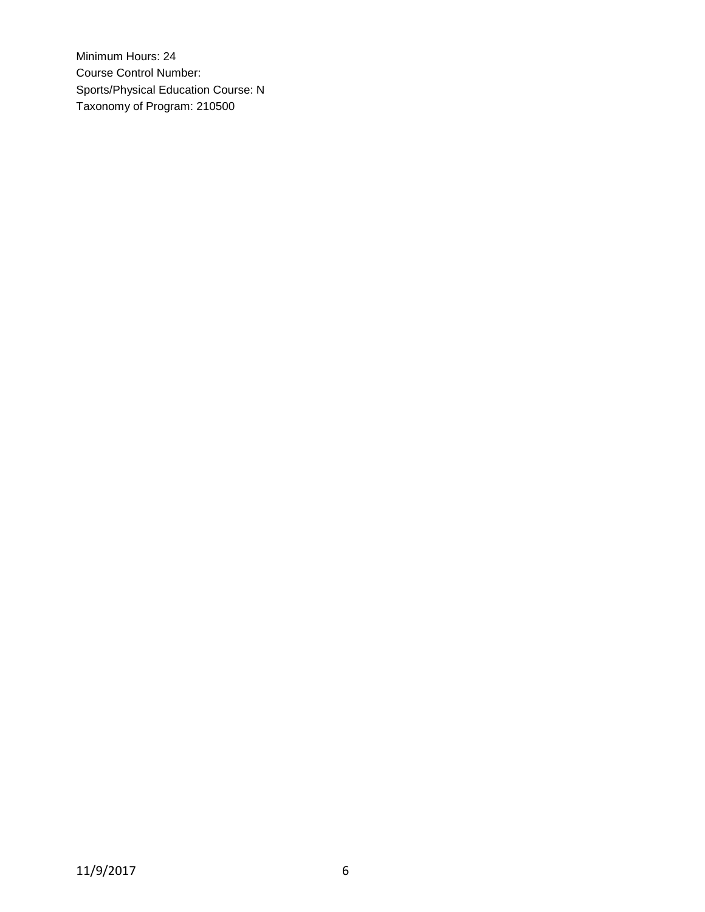Minimum Hours: 24
Course Control Number:
Sports/Physical Education Course: N
Taxonomy of Program: 210500